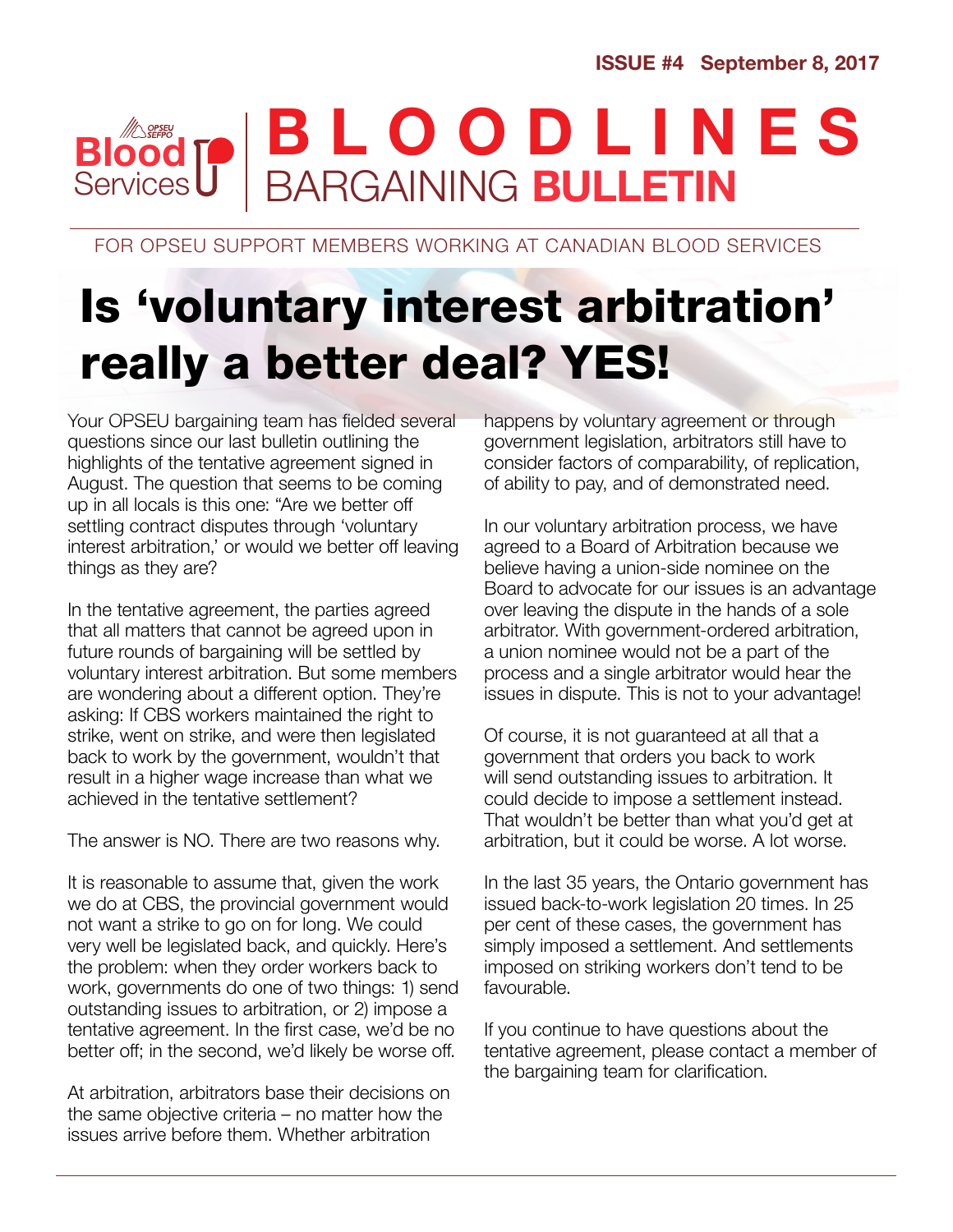ISSUE #4 September 8, 2017

Blood Services

# BLOODLINES
## BARGAINING **BULLETIN**

FOR OPSEU SUPPORT MEMBERS WORKING AT CANADIAN BLOOD SERVICES

# Is 'voluntary interest arbitration' really a better deal? YES!

Your OPSEU bargaining team has fielded several questions since our last bulletin outlining the highlights of the tentative agreement signed in August. The question that seems to be coming up in all locals is this one: "Are we better off settling contract disputes through 'voluntary interest arbitration,' or would we better off leaving things as they are?

In the tentative agreement, the parties agreed that all matters that cannot be agreed upon in future rounds of bargaining will be settled by voluntary interest arbitration. But some members are wondering about a different option. They're asking: If CBS workers maintained the right to strike, went on strike, and were then legislated back to work by the government, wouldn't that result in a higher wage increase than what we achieved in the tentative settlement?

The answer is NO. There are two reasons why.

It is reasonable to assume that, given the work we do at CBS, the provincial government would not want a strike to go on for long. We could very well be legislated back, and quickly. Here's the problem: when they order workers back to work, governments do one of two things: 1) send outstanding issues to arbitration, or 2) impose a tentative agreement. In the first case, we'd be no better off; in the second, we'd likely be worse off.

At arbitration, arbitrators base their decisions on the same objective criteria – no matter how the issues arrive before them. Whether arbitration happens by voluntary agreement or through government legislation, arbitrators still have to consider factors of comparability, of replication, of ability to pay, and of demonstrated need.

In our voluntary arbitration process, we have agreed to a Board of Arbitration because we believe having a union-side nominee on the Board to advocate for our issues is an advantage over leaving the dispute in the hands of a sole arbitrator. With government-ordered arbitration, a union nominee would not be a part of the process and a single arbitrator would hear the issues in dispute. This is not to your advantage!

Of course, it is not guaranteed at all that a government that orders you back to work will send outstanding issues to arbitration. It could decide to impose a settlement instead. That wouldn't be better than what you'd get at arbitration, but it could be worse. A lot worse.

In the last 35 years, the Ontario government has issued back-to-work legislation 20 times. In 25 per cent of these cases, the government has simply imposed a settlement. And settlements imposed on striking workers don't tend to be favourable.

If you continue to have questions about the tentative agreement, please contact a member of the bargaining team for clarification.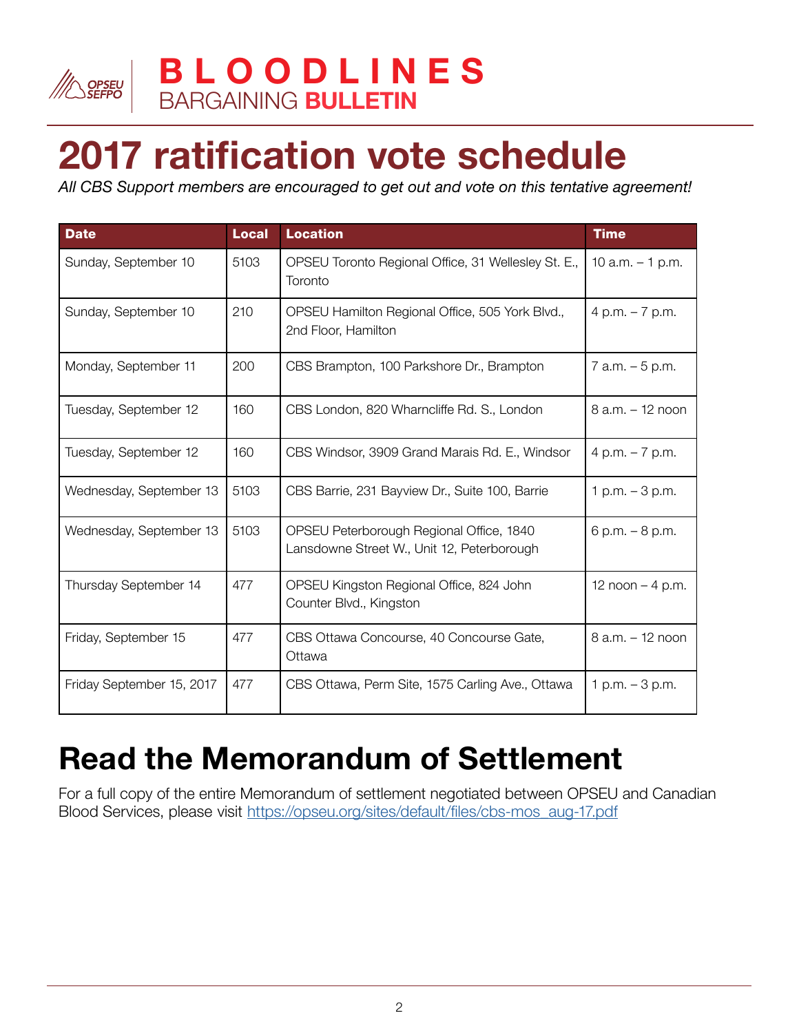BLOODLINES
BARGAINING **BULLETIN**

# 2017 ratification vote schedule

*All CBS Support members are encouraged to get out and vote on this tentative agreement!*

| Date | Local | Location | Time |
|---|---|---|---|
| Sunday, September 10 | 5103 | OPSEU Toronto Regional Office, 31 Wellesley St. E., Toronto | 10 a.m. – 1 p.m. |
| Sunday, September 10 | 210 | OPSEU Hamilton Regional Office, 505 York Blvd., 2nd Floor, Hamilton | 4 p.m. – 7 p.m. |
| Monday, September 11 | 200 | CBS Brampton, 100 Parkshore Dr., Brampton | 7 a.m. – 5 p.m. |
| Tuesday, September 12 | 160 | CBS London, 820 Wharncliffe Rd. S., London | 8 a.m. – 12 noon |
| Tuesday, September 12 | 160 | CBS Windsor, 3909 Grand Marais Rd. E., Windsor | 4 p.m. – 7 p.m. |
| Wednesday, September 13 | 5103 | CBS Barrie, 231 Bayview Dr., Suite 100, Barrie | 1 p.m. – 3 p.m. |
| Wednesday, September 13 | 5103 | OPSEU Peterborough Regional Office, 1840 Lansdowne Street W., Unit 12, Peterborough | 6 p.m. – 8 p.m. |
| Thursday September 14 | 477 | OPSEU Kingston Regional Office, 824 John Counter Blvd., Kingston | 12 noon – 4 p.m. |
| Friday, September 15 | 477 | CBS Ottawa Concourse, 40 Concourse Gate, Ottawa | 8 a.m. – 12 noon |
| Friday September 15, 2017 | 477 | CBS Ottawa, Perm Site, 1575 Carling Ave., Ottawa | 1 p.m. – 3 p.m. |

# Read the Memorandum of Settlement

For a full copy of the entire Memorandum of settlement negotiated between OPSEU and Canadian Blood Services, please visit https://opseu.org/sites/default/files/cbs-mos_aug-17.pdf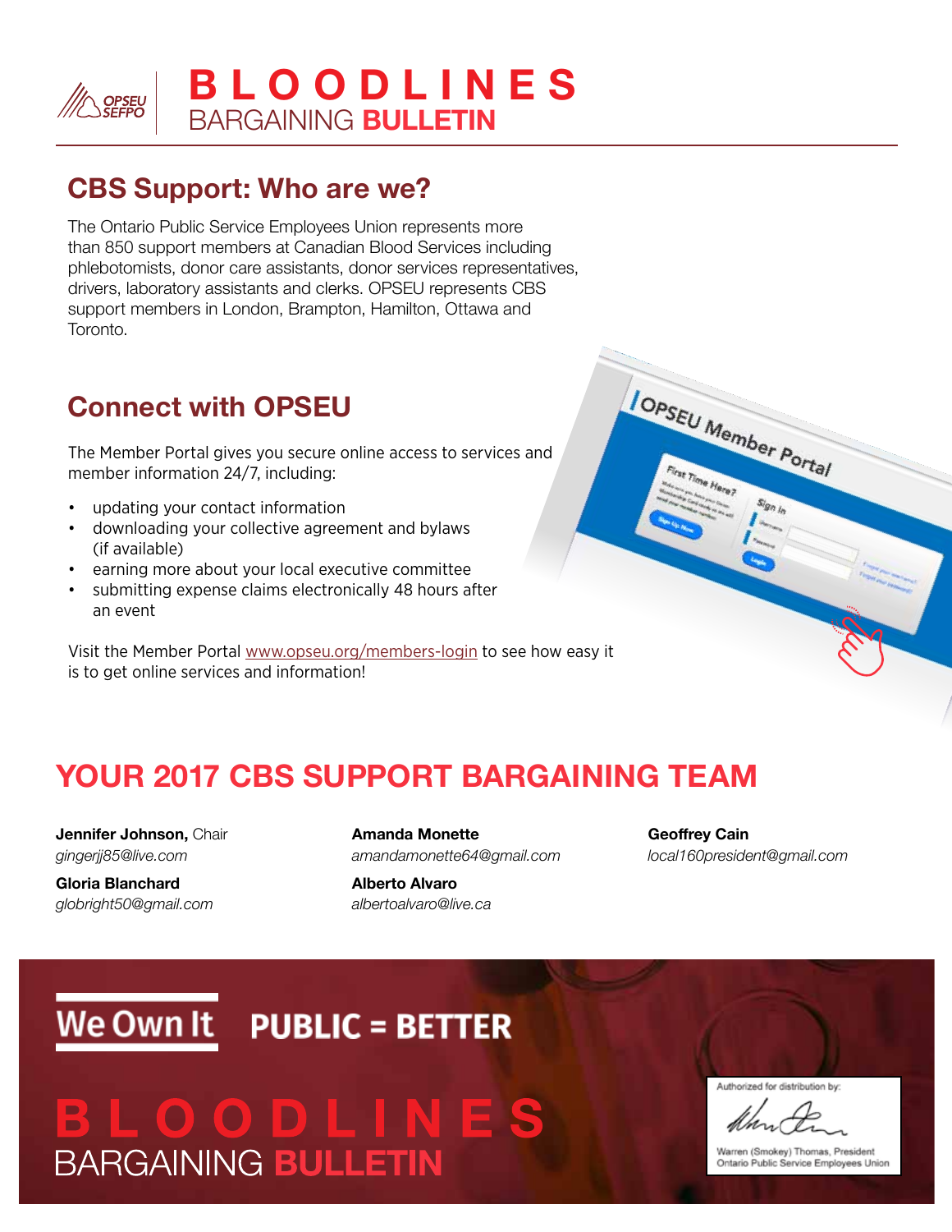# BLOODLINES
BARGAINING **BULLETIN**

## CBS Support: Who are we?

The Ontario Public Service Employees Union represents more than 850 support members at Canadian Blood Services including phlebotomists, donor care assistants, donor services representatives, drivers, laboratory assistants and clerks. OPSEU represents CBS support members in London, Brampton, Hamilton, Ottawa and Toronto.

## Connect with OPSEU

The Member Portal gives you secure online access to services and member information 24/7, including:

- updating your contact information
- downloading your collective agreement and bylaws (if available)
- earning more about your local executive committee
- submitting expense claims electronically 48 hours after an event

Visit the Member Portal www.opseu.org/members-login to see how easy it is to get online services and information!

## YOUR 2017 CBS SUPPORT BARGAINING TEAM

**Jennifer Johnson,** Chair
*gingerjj85@live.com*

**Gloria Blanchard**
*globright50@gmail.com*

**Amanda Monette**
*amandamonette64@gmail.com*

**Alberto Alvaro**
*albertoalvaro@live.ca*

**Geoffrey Cain**
*local160president@gmail.com*

We Own It PUBLIC = BETTER

BLOODLINES
BARGAINING **BULLETIN**

Authorized for distribution by:

Warren (Smokey) Thomas, President
Ontario Public Service Employees Union